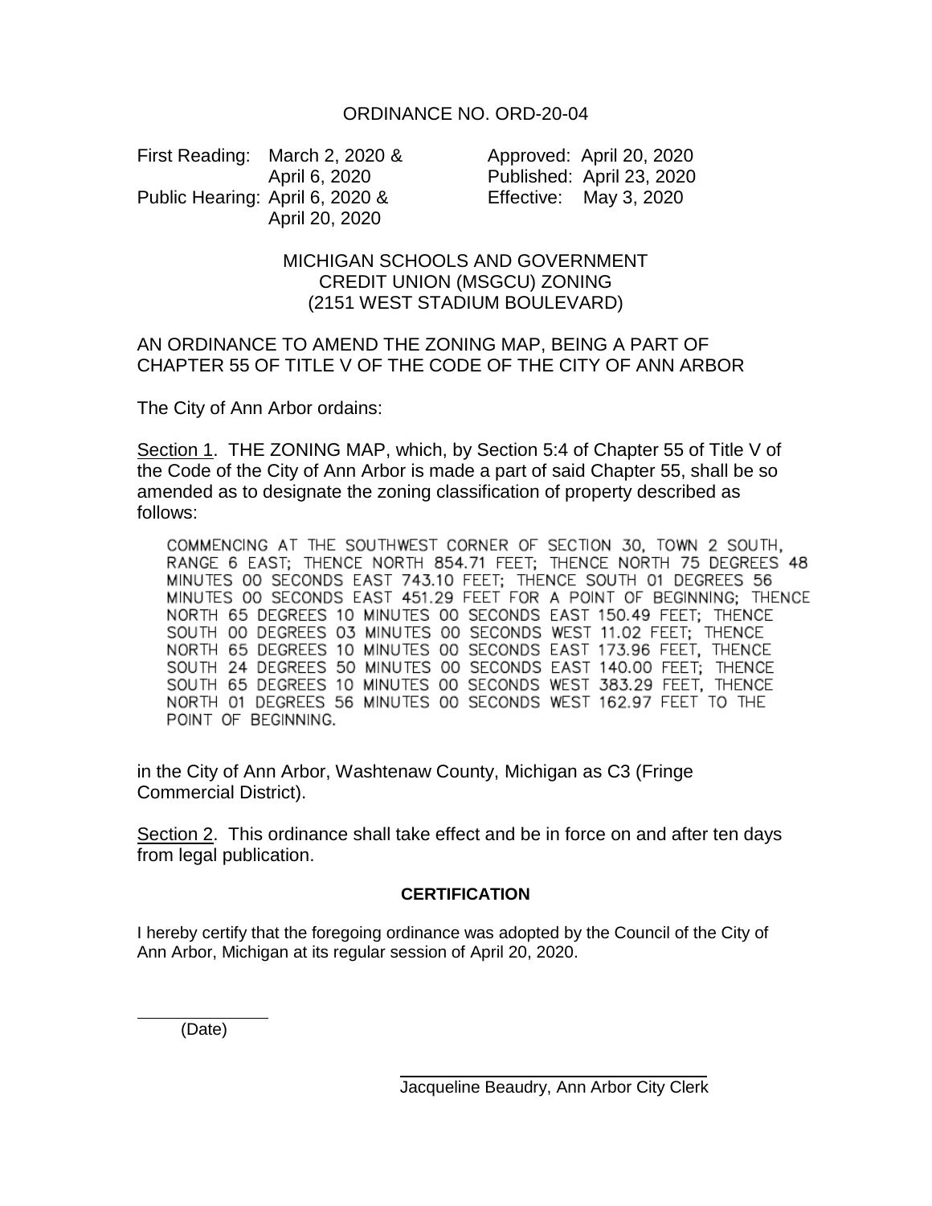# ORDINANCE NO. ORD-20-04

| | | |
|---|---|---|
| First Reading: | March 2, 2020 & April 6, 2020 | Approved: April 20, 2020 |
| | | Published: April 23, 2020 |
| Public Hearing: | April 6, 2020 & April 20, 2020 | Effective: May 3, 2020 |

## MICHIGAN SCHOOLS AND GOVERNMENT CREDIT UNION (MSGCU) ZONING (2151 WEST STADIUM BOULEVARD)

AN ORDINANCE TO AMEND THE ZONING MAP, BEING A PART OF CHAPTER 55 OF TITLE V OF THE CODE OF THE CITY OF ANN ARBOR

The City of Ann Arbor ordains:

Section 1. THE ZONING MAP, which, by Section 5:4 of Chapter 55 of Title V of the Code of the City of Ann Arbor is made a part of said Chapter 55, shall be so amended as to designate the zoning classification of property described as follows:

COMMENCING AT THE SOUTHWEST CORNER OF SECTION 30, TOWN 2 SOUTH, RANGE 6 EAST; THENCE NORTH 854.71 FEET; THENCE NORTH 75 DEGREES 48 MINUTES 00 SECONDS EAST 743.10 FEET; THENCE SOUTH 01 DEGREES 56 MINUTES 00 SECONDS EAST 451.29 FEET FOR A POINT OF BEGINNING; THENCE NORTH 65 DEGREES 10 MINUTES 00 SECONDS EAST 150.49 FEET; THENCE SOUTH 00 DEGREES 03 MINUTES 00 SECONDS WEST 11.02 FEET; THENCE NORTH 65 DEGREES 10 MINUTES 00 SECONDS EAST 173.96 FEET, THENCE SOUTH 24 DEGREES 50 MINUTES 00 SECONDS EAST 140.00 FEET; THENCE SOUTH 65 DEGREES 10 MINUTES 00 SECONDS WEST 383.29 FEET, THENCE NORTH 01 DEGREES 56 MINUTES 00 SECONDS WEST 162.97 FEET TO THE POINT OF BEGINNING.

in the City of Ann Arbor, Washtenaw County, Michigan as C3 (Fringe Commercial District).

Section 2. This ordinance shall take effect and be in force on and after ten days from legal publication.

**CERTIFICATION**

I hereby certify that the foregoing ordinance was adopted by the Council of the City of Ann Arbor, Michigan at its regular session of April 20, 2020.

(Date)

Jacqueline Beaudry, Ann Arbor City Clerk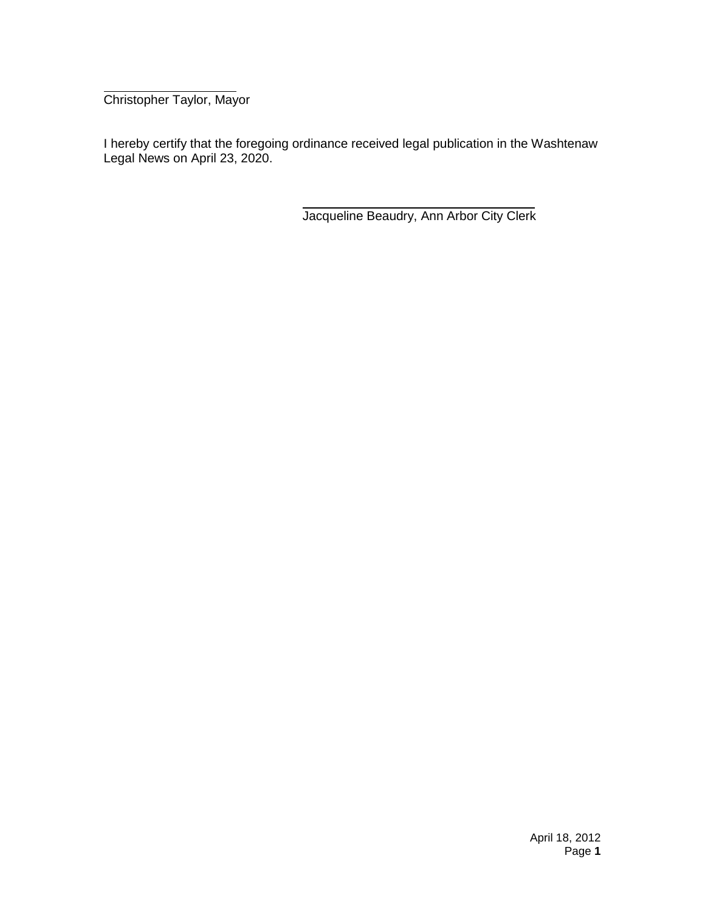\_\_\_\_\_\_\_\_\_\_\_\_\_\_\_\_\_\_\_\_\_\_\_\_

Christopher Taylor, Mayor

I hereby certify that the foregoing ordinance received legal publication in the Washtenaw Legal News on April 23, 2020.

\_\_\_\_\_\_\_\_\_\_\_\_\_\_\_\_\_\_\_\_\_\_\_\_\_\_\_\_\_\_\_\_\_\_

Jacqueline Beaudry, Ann Arbor City Clerk

April 18, 2012